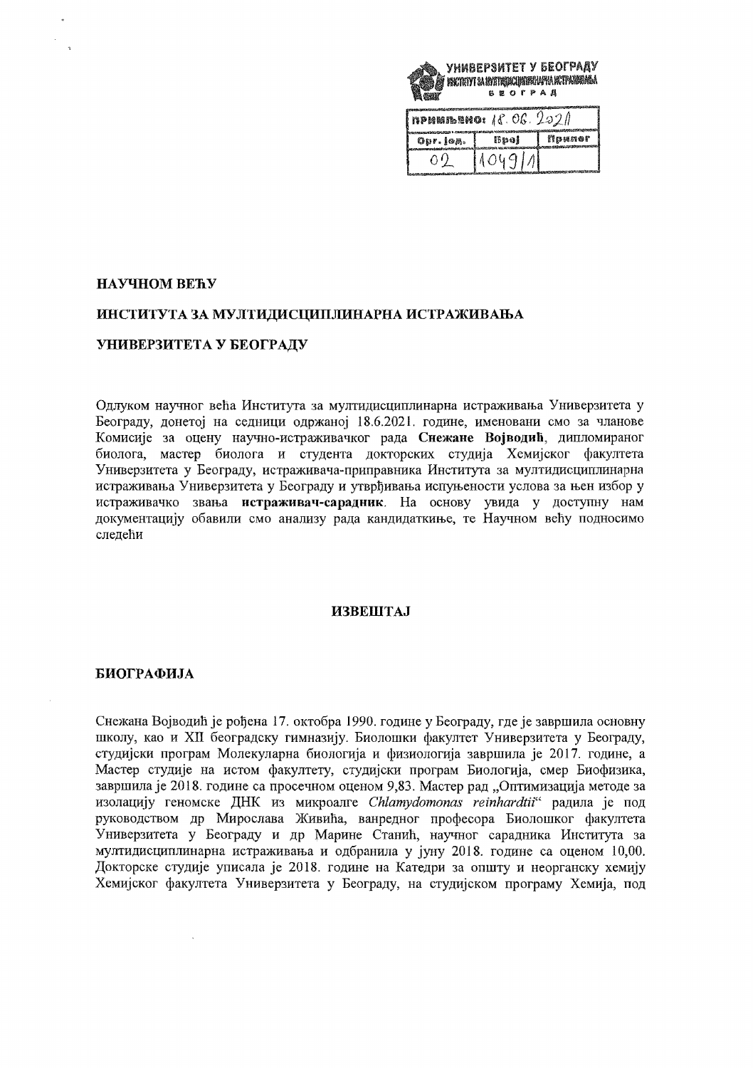УНИВЕРЗИТЕТ У БЕОГРАДУ
ИНСТИТУТ ЗА МУЛТИДИСЦИПЛИНАРНА ИСТРАЖИВАЊА
БЕОГРАД

| ПРИМЉЕНО: 18.06.2021 | | |
|---|---|---|
| Орг. јед. | Број | Прилог |
| 02 | 1049/1 | |

**НАУЧНОМ ВЕЋУ**

**ИНСТИТУТА ЗА МУЛТИДИСЦИПЛИНАРНА ИСТРАЖИВАЊА**

**УНИВЕРЗИТЕТА У БЕОГРАДУ**

Одлуком научног већа Института за мултидисциплинарна истраживања Универзитета у Београду, донетој на седници одржаној 18.6.2021. године, именовани смо за чланове Комисије за оцену научно-истраживачког рада **Снежане Војводић**, дипломираног биолога, мастер биолога и студента докторских студија Хемијског факултета Универзитета у Београду, истраживача-приправника Института за мултидисциплинарна истраживања Универзитета у Београду и утврђивања испуњености услова за њен избор у истраживачко звања **истраживач-сарадник**. На основу увида у доступну нам документацију обавили смо анализу рада кандидаткиње, те Научном већу подносимо следећи

**ИЗВЕШТАЈ**

**БИОГРАФИЈА**

Снежана Војводић је рођена 17. октобра 1990. године у Београду, где је завршила основну школу, као и XII београдску гимназију. Биолошки факултет Универзитета у Београду, студијски програм Молекуларна биологија и физиологија завршила је 2017. године, а Мастер студије на истом факултету, студијски програм Биологија, смер Биофизика, завршила је 2018. године са просечном оценом 9,83. Мастер рад „Оптимизација методе за изолацију геномске ДНК из микроалге *Chlamydomonas reinhardtii*" радила је под руководством др Мирослава Живића, ванредног професора Биолошког факултета Универзитета у Београду и др Марине Станић, научног сарадника Института за мултидисциплинарна истраживања и одбранила у јуну 2018. године са оценом 10,00. Докторске студије уписала је 2018. године на Катедри за општу и неорганску хемију Хемијског факултета Универзитета у Београду, на студијском програму Хемија, под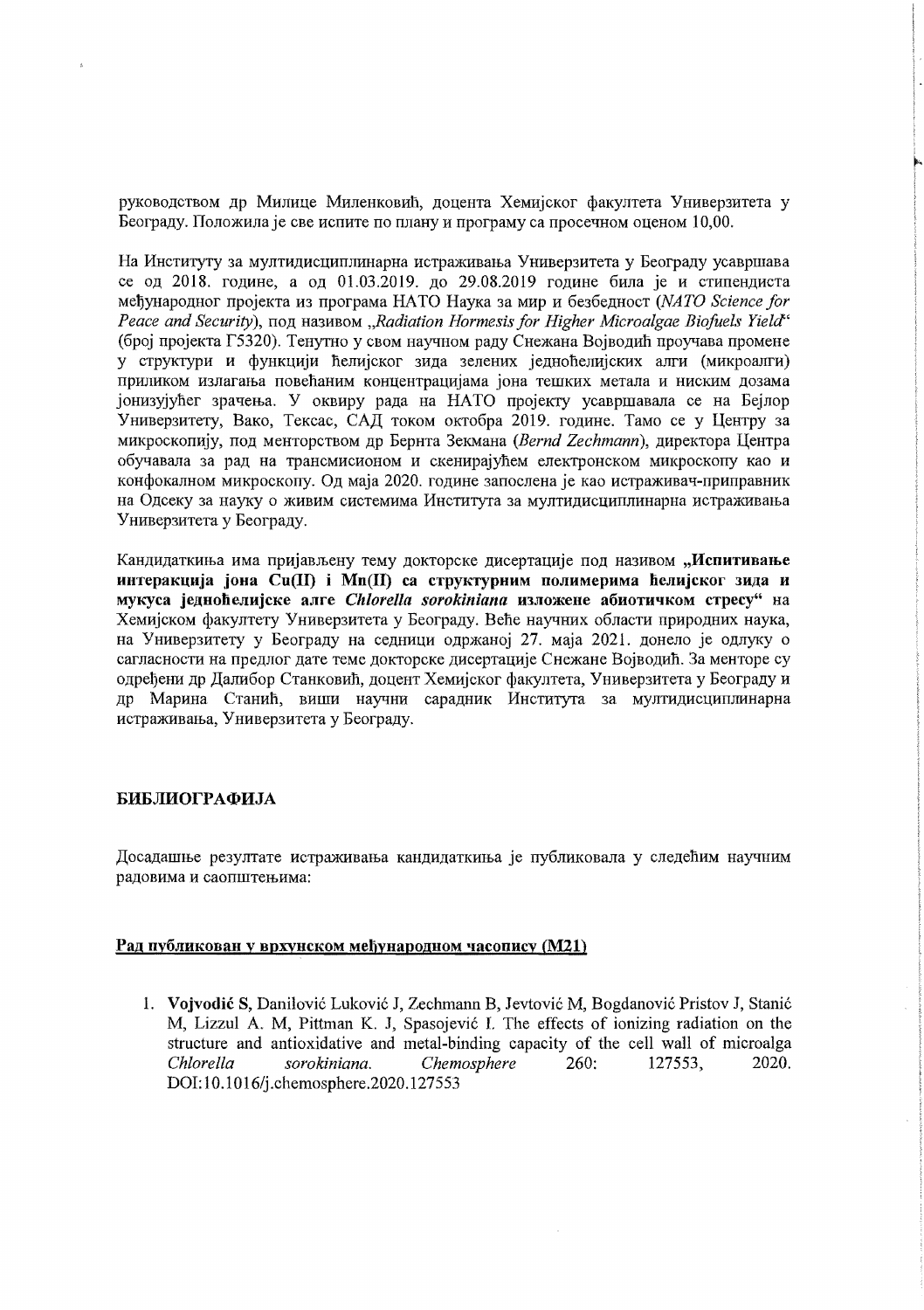руководством др Милице Миленковић, доцента Хемијског факултета Универзитета у Београду. Положила је све испите по плану и програму са просечном оценом 10,00.

На Институту за мултидисциплинарна истраживања Универзитета у Београду усавршава се од 2018. године, а од 01.03.2019. до 29.08.2019 године била је и стипендиста међународног пројекта из програма НАТО Наука за мир и безбедност (*NATO Science for Peace and Security*), под називом *„Radiation Hormesis for Higher Microalgae Biofuels Yield“* (број пројекта Г5320). Тенутно у свом научном раду Снежана Војводић проучава промене у структури и функцији ћелијског зида зелених једноћелијских алги (микроалги) приликом излагања повећаним концентрацијама јона тешких метала и ниским дозама јонизујућег зрачења. У оквиру рада на НАТО пројекту усавршавала се на Бејлор Универзитету, Вако, Тексас, САД током октобра 2019. године. Тамо се у Центру за микроскопију, под менторством др Бернта Зекмана (*Bernd Zechmann*), директора Центра обучавала за рад на трансмисионом и скенирајућем електронском микроскопу као и конфокалном микроскопу. Од маја 2020. године запослена је као истраживач-приправник на Одсеку за науку о живим системима Института за мултидисциплинарна истраживања Универзитета у Београду.

Кандидаткиња има пријављену тему докторске дисертације под називом **„Испитивање интеракција јона Cu(II) і Mn(II) са структурним полимерима ћелијског зида и мукуса једноћелијске алге *Chlorella sorokiniana* изложене абиотичком стресу“** на Хемијском факултету Универзитета у Београду. Веће научних области природних наука, на Универзитету у Београду на седници одржаној 27. маја 2021. донело је одлуку о сагласности на предлог дате теме докторске дисертације Снежане Војводић. За менторе су одређени др Далибор Станковић, доцент Хемијског факултета, Универзитета у Београду и др Марина Станић, виши научни сарадник Института за мултидисциплинарна истраживања, Универзитета у Београду.

## БИБЛИОГРАФИЈА

Досадашње резултате истраживања кандидаткиња је публиковала у следећим научним радовима и саопштењима:

### Рад публикован у врхунском међународном часопису (М21)

1. **Vojvodić S**, Danilović Luković J, Zechmann B, Jevtović M, Bogdanović Pristov J, Stanić M, Lizzul A. M, Pittman K. J, Spasojević I. The effects of ionizing radiation on the structure and antioxidative and metal-binding capacity of the cell wall of microalga *Chlorella sorokiniana*. *Chemosphere* 260: 127553, 2020. DOI:10.1016/j.chemosphere.2020.127553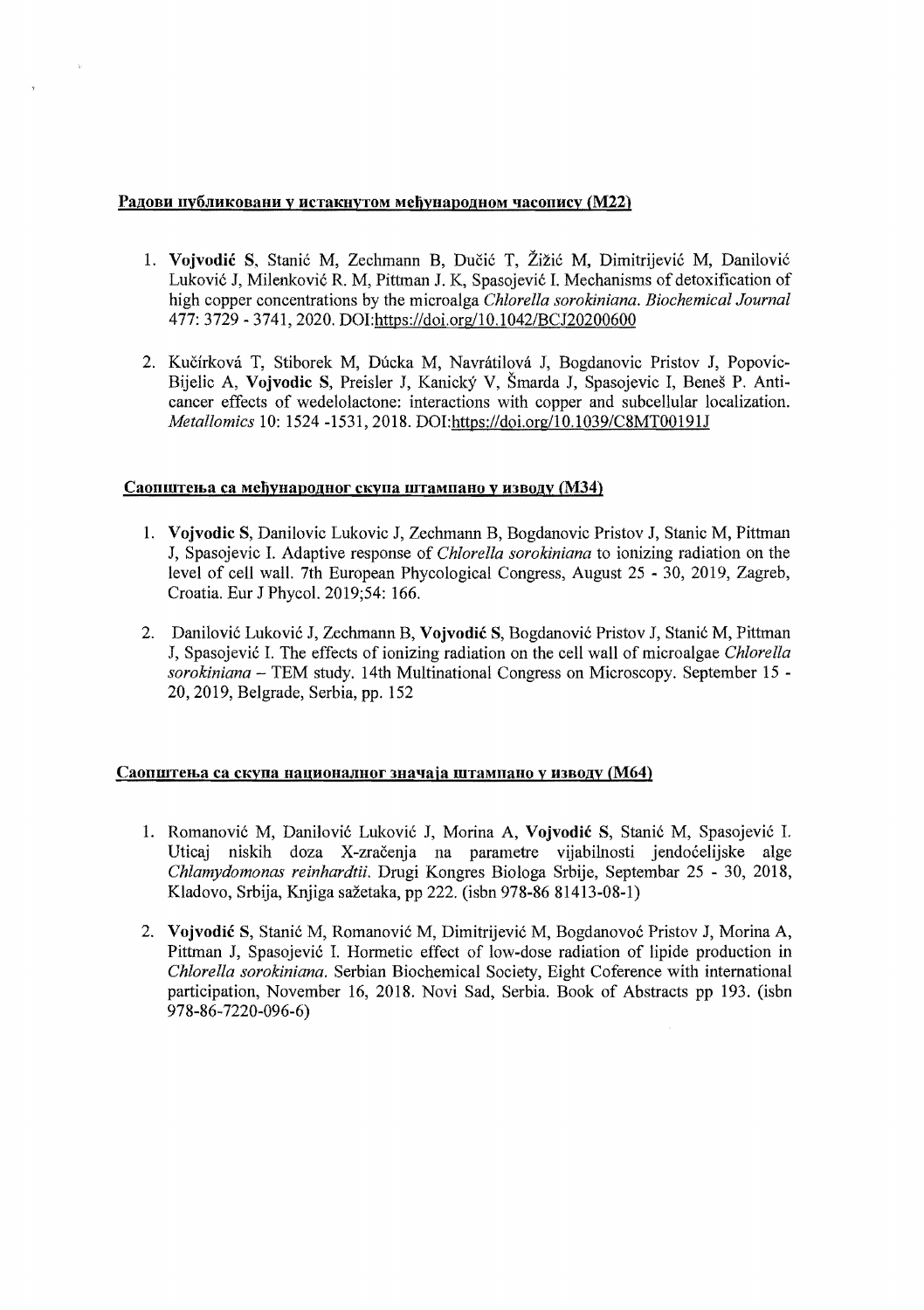**Радови публиковани у истакнутом међународном часопису (М22)**

1. **Vojvodić S**, Stanić M, Zechmann B, Dučić T, Žižić M, Dimitrijević M, Danilović Luković J, Milenković R. M, Pittman J. K, Spasojević I. Mechanisms of detoxification of high copper concentrations by the microalga *Chlorella sorokiniana*. *Biochemical Journal* 477: 3729 - 3741, 2020. DOI:https://doi.org/10.1042/BCJ20200600

2. Kučírková T, Stiborek M, Dúcka M, Navrátilová J, Bogdanovic Pristov J, Popovic-Bijelic A, **Vojvodic S**, Preisler J, Kanický V, Šmarda J, Spasojevic I, Beneš P. Anticancer effects of wedelolactone: interactions with copper and subcellular localization. *Metallomics* 10: 1524 -1531, 2018. DOI:https://doi.org/10.1039/C8MT00191J

**Саопштења са међународног скупа штампано у изводу (М34)**

1. **Vojvodic S**, Danilovic Lukovic J, Zechmann B, Bogdanovic Pristov J, Stanic M, Pittman J, Spasojevic I. Adaptive response of *Chlorella sorokiniana* to ionizing radiation on the level of cell wall. 7th European Phycological Congress, August 25 - 30, 2019, Zagreb, Croatia. Eur J Phycol. 2019;54: 166.

2. Danilović Luković J, Zechmann B, **Vojvodić S**, Bogdanović Pristov J, Stanić M, Pittman J, Spasojević I. The effects of ionizing radiation on the cell wall of microalgae *Chlorella sorokiniana* – TEM study. 14th Multinational Congress on Microscopy. September 15 - 20, 2019, Belgrade, Serbia, pp. 152

**Саопштења са скупа националног значаја штампано у изводу (М64)**

1. Romanović M, Danilović Luković J, Morina A, **Vojvodić S**, Stanić M, Spasojević I. Uticaj niskih doza X-zračenja na parametre vijabilnosti jendoćelijske alge *Chlamydomonas reinhardtii*. Drugi Kongres Biologa Srbije, Septembar 25 - 30, 2018, Kladovo, Srbija, Knjiga sažetaka, pp 222. (isbn 978-86 81413-08-1)

2. **Vojvodić S**, Stanić M, Romanović M, Dimitrijević M, Bogdanovoć Pristov J, Morina A, Pittman J, Spasojević I. Hormetic effect of low-dose radiation of lipide production in *Chlorella sorokiniana*. Serbian Biochemical Society, Eight Coference with international participation, November 16, 2018. Novi Sad, Serbia. Book of Abstracts pp 193. (isbn 978-86-7220-096-6)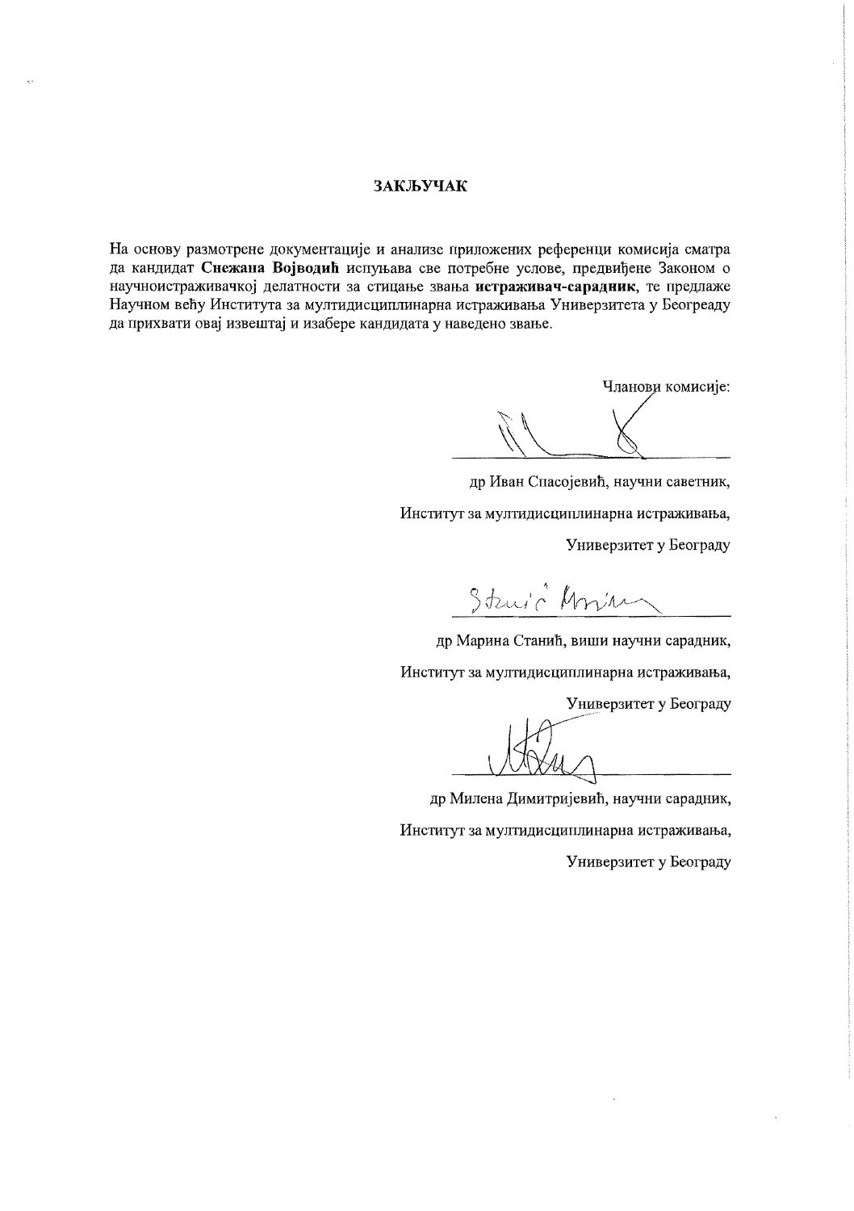**ЗАКЉУЧАК**

На основу размотрене документације и анализе приложених референци комисија сматра да кандидат **Снежана Војводић** испуњава све потребне услове, предвиђене Законом о научноистраживачкој делатности за стицање звања **истраживач-сарадник**, те предлаже Научном већу Института за мултидисциплинарна истраживања Универзитета у Београду да прихвати овај извештај и изабере кандидата у наведено звање.

Чланови комисије:

др Иван Спасојевић, научни саветник,

Институт за мултидисциплинарна истраживања,

Универзитет у Београду

др Марина Станић, виши научни сарадник,

Институт за мултидисциплинарна истраживања,

Универзитет у Београду

др Милена Димитријевић, научни сарадник,

Институт за мултидисциплинарна истраживања,

Универзитет у Београду